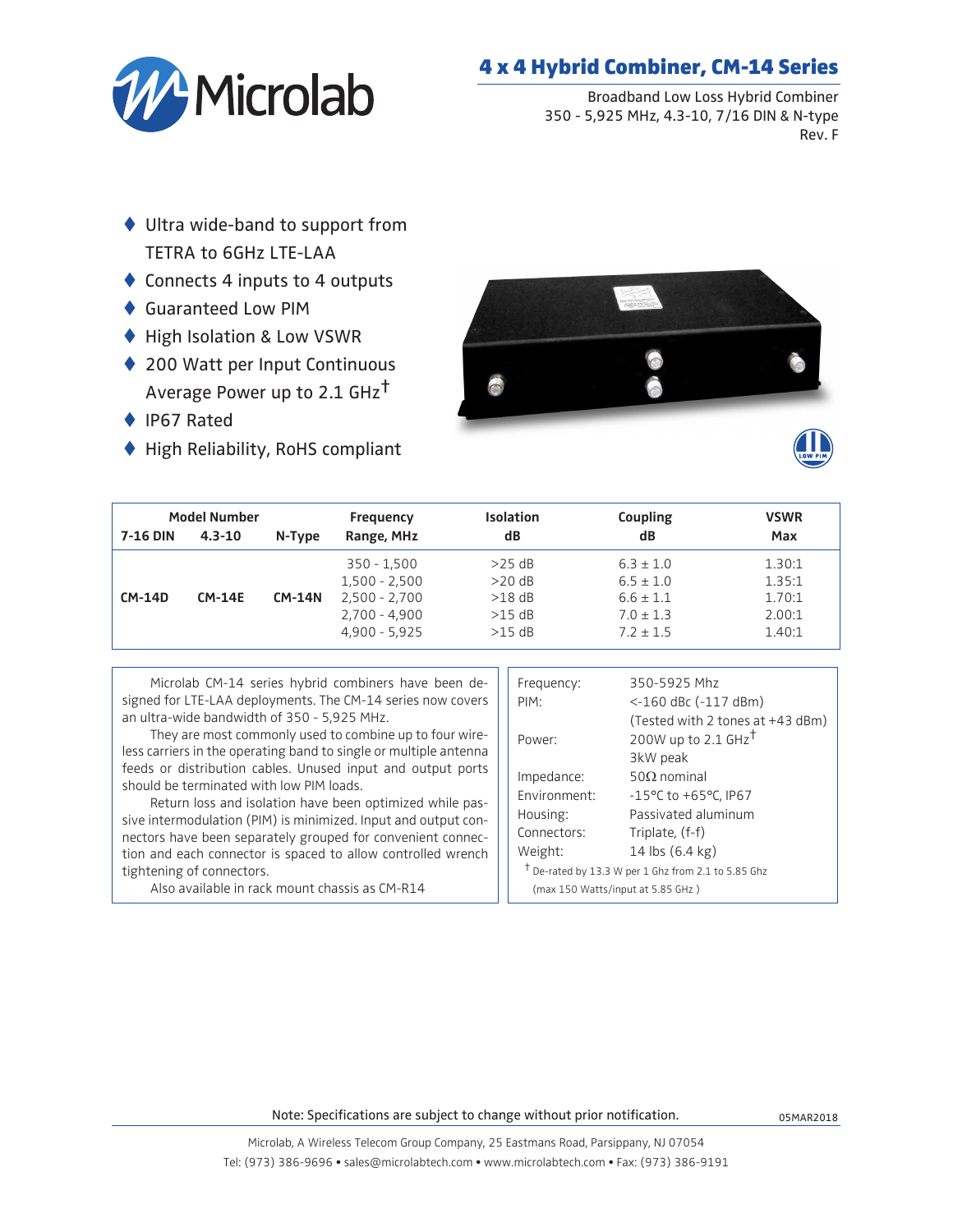# 4 x 4 Hybrid Combiner, CM-14 Series

Broadband Low Loss Hybrid Combiner
350 - 5,925 MHz, 4.3-10, 7/16 DIN & N-type
Rev. F

- Ultra wide-band to support from TETRA to 6GHz LTE-LAA
- Connects 4 inputs to 4 outputs
- Guaranteed Low PIM
- High Isolation & Low VSWR
- 200 Watt per Input Continuous Average Power up to 2.1 GHz†
- IP67 Rated
- High Reliability, RoHS compliant

| Model Number 7-16 DIN | 4.3-10 | N-Type | Frequency Range, MHz | Isolation dB | Coupling dB | VSWR Max |
|---|---|---|---|---|---|---|
| CM-14D | CM-14E | CM-14N | 350 - 1,500 | >25 dB | 6.3 ± 1.0 | 1.30:1 |
| | | | 1,500 - 2,500 | >20 dB | 6.5 ± 1.0 | 1.35:1 |
| | | | 2,500 - 2,700 | >18 dB | 6.6 ± 1.1 | 1.70:1 |
| | | | 2,700 - 4,900 | >15 dB | 7.0 ± 1.3 | 2.00:1 |
| | | | 4,900 - 5,925 | >15 dB | 7.2 ± 1.5 | 1.40:1 |

Microlab CM-14 series hybrid combiners have been designed for LTE-LAA deployments. The CM-14 series now covers an ultra-wide bandwidth of 350 - 5,925 MHz.

They are most commonly used to combine up to four wireless carriers in the operating band to single or multiple antenna feeds or distribution cables. Unused input and output ports should be terminated with low PIM loads.

Return loss and isolation have been optimized while passive intermodulation (PIM) is minimized. Input and output connectors have been separately grouped for convenient connection and each connector is spaced to allow controlled wrench tightening of connectors.

Also available in rack mount chassis as CM-R14

| | |
|---|---|
| Frequency: | 350-5925 Mhz |
| PIM: | <-160 dBc (-117 dBm) (Tested with 2 tones at +43 dBm) |
| Power: | 200W up to 2.1 GHz† 3kW peak |
| Impedance: | 50Ω nominal |
| Environment: | -15°C to +65°C, IP67 |
| Housing: | Passivated aluminum |
| Connectors: | Triplate, (f-f) |
| Weight: | 14 lbs (6.4 kg) |

† De-rated by 13.3 W per 1 Ghz from 2.1 to 5.85 Ghz (max 150 Watts/input at 5.85 GHz )

Note: Specifications are subject to change without prior notification.

05MAR2018

Microlab, A Wireless Telecom Group Company, 25 Eastmans Road, Parsippany, NJ 07054
Tel: (973) 386-9696 • sales@microlabtech.com • www.microlabtech.com • Fax: (973) 386-9191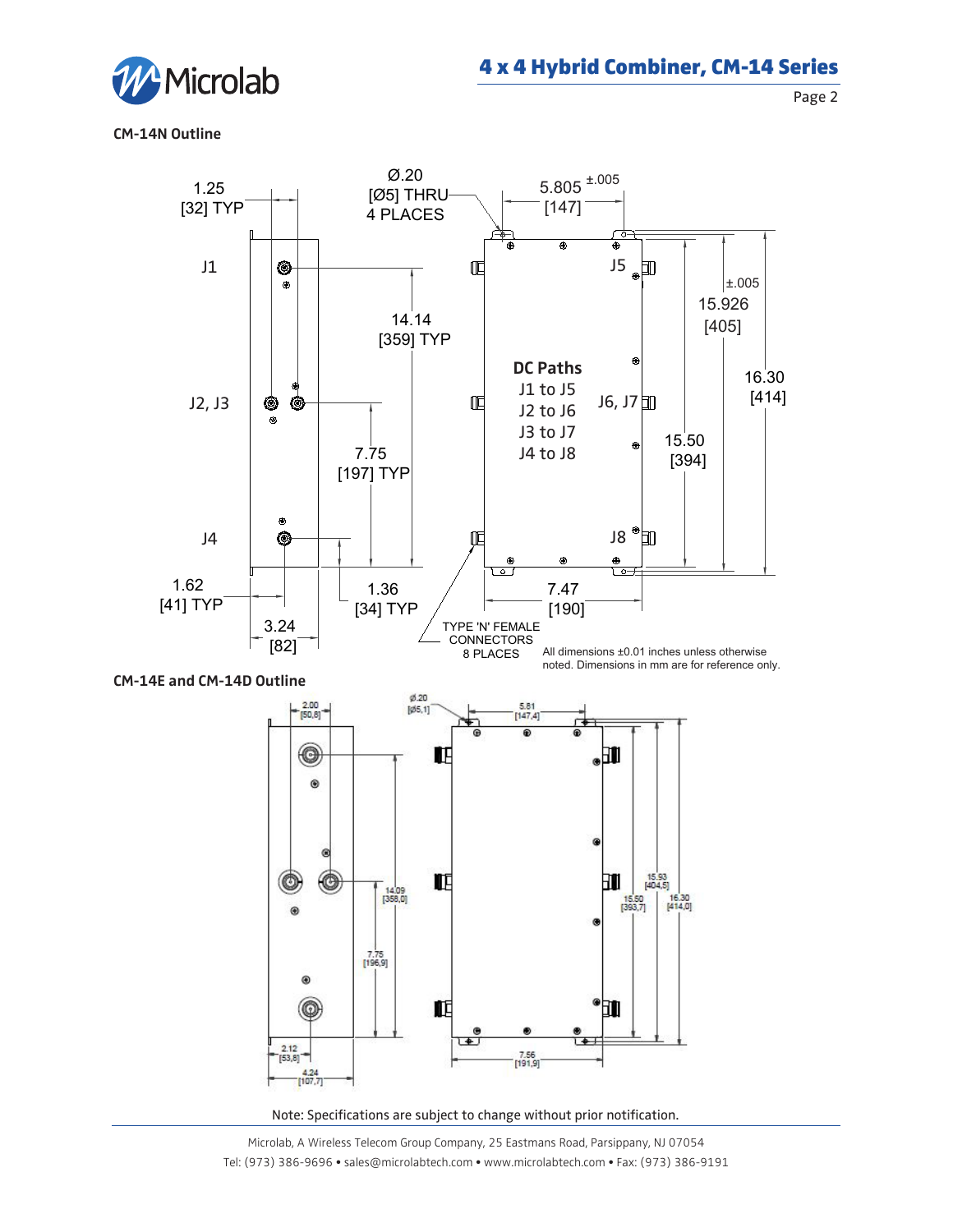## CM-14N Outline

Ø.20
[Ø5] THRU
4 PLACES

1.25
[32] TYP

5.805 ±.005
[147]

J1

J5

14.14
[359] TYP

±.005
15.926
[405]

DC Paths
J1 to J5
J2 to J6
J3 to J7
J4 to J8

J2, J3

J6, J7

16.30
[414]

7.75
[197] TYP

15.50
[394]

J4

J8

1.62
[41] TYP

1.36
[34] TYP

7.47
[190]

3.24
[82]

TYPE 'N' FEMALE
CONNECTORS
8 PLACES

All dimensions ±0.01 inches unless otherwise noted. Dimensions in mm are for reference only.

## CM-14E and CM-14D Outline

2.00
[50,8]

Ø.20
[Ø5,1]

5.81
[147,4]

14.09
[358,0]

15.93
[404,5]

15.50
[393,7]

16.30
[414,0]

7.75
[196,9]

2.12
[53,8]

4.24
[107,7]

7.56
[191,9]

Note: Specifications are subject to change without prior notification.

Microlab, A Wireless Telecom Group Company, 25 Eastmans Road, Parsippany, NJ 07054
Tel: (973) 386-9696 • sales@microlabtech.com • www.microlabtech.com • Fax: (973) 386-9191